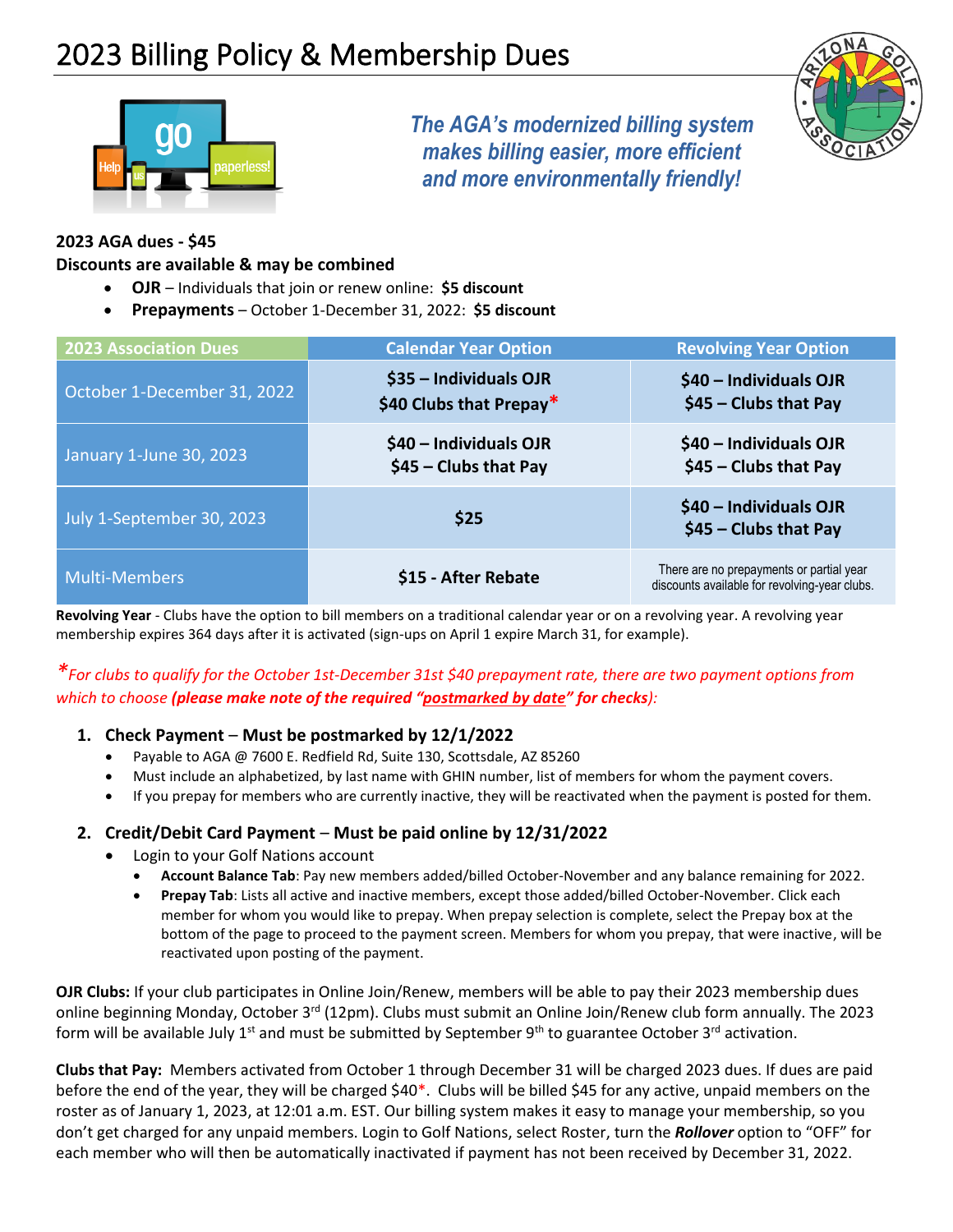# 2023 Billing Policy & Membership Dues

*The AGA's modernized billing system makes billing easier, more efficient and more environmentally friendly!*

**2023 AGA dues - $45**

**Discounts are available & may be combined**

- **OJR** – Individuals that join or renew online: **$5 discount**
- **Prepayments** – October 1-December 31, 2022: **$5 discount**

| 2023 Association Dues | Calendar Year Option | Revolving Year Option |
|---|---|---|
| October 1-December 31, 2022 | **$35 – Individuals OJR**<br>**$40 Clubs that Prepay*** | **$40 – Individuals OJR**<br>**$45 – Clubs that Pay** |
| January 1-June 30, 2023 | **$40 – Individuals OJR**<br>**$45 – Clubs that Pay** | **$40 – Individuals OJR**<br>**$45 – Clubs that Pay** |
| July 1-September 30, 2023 | **$25** | **$40 – Individuals OJR**<br>**$45 – Clubs that Pay** |
| Multi-Members | **$15 - After Rebate** | There are no prepayments or partial year discounts available for revolving-year clubs. |

**Revolving Year** - Clubs have the option to bill members on a traditional calendar year or on a revolving year. A revolving year membership expires 364 days after it is activated (sign-ups on April 1 expire March 31, for example).

**For clubs to qualify for the October 1st-December 31st $40 prepayment rate, there are two payment options from which to choose* ***(please make note of the required "postmarked by date" for checks)****:*

1. **Check Payment – Must be postmarked by 12/1/2022**
   - Payable to AGA @ 7600 E. Redfield Rd, Suite 130, Scottsdale, AZ 85260
   - Must include an alphabetized, by last name with GHIN number, list of members for whom the payment covers.
   - If you prepay for members who are currently inactive, they will be reactivated when the payment is posted for them.

2. **Credit/Debit Card Payment – Must be paid online by 12/31/2022**
   - Login to your Golf Nations account
     - **Account Balance Tab**: Pay new members added/billed October-November and any balance remaining for 2022.
     - **Prepay Tab**: Lists all active and inactive members, except those added/billed October-November. Click each member for whom you would like to prepay. When prepay selection is complete, select the Prepay box at the bottom of the page to proceed to the payment screen. Members for whom you prepay, that were inactive, will be reactivated upon posting of the payment.

**OJR Clubs:** If your club participates in Online Join/Renew, members will be able to pay their 2023 membership dues online beginning Monday, October 3rd (12pm). Clubs must submit an Online Join/Renew club form annually. The 2023 form will be available July 1st and must be submitted by September 9th to guarantee October 3rd activation.

**Clubs that Pay:** Members activated from October 1 through December 31 will be charged 2023 dues. If dues are paid before the end of the year, they will be charged $40*. Clubs will be billed $45 for any active, unpaid members on the roster as of January 1, 2023, at 12:01 a.m. EST. Our billing system makes it easy to manage your membership, so you don't get charged for any unpaid members. Login to Golf Nations, select Roster, turn the ***Rollover*** option to "OFF" for each member who will then be automatically inactivated if payment has not been received by December 31, 2022.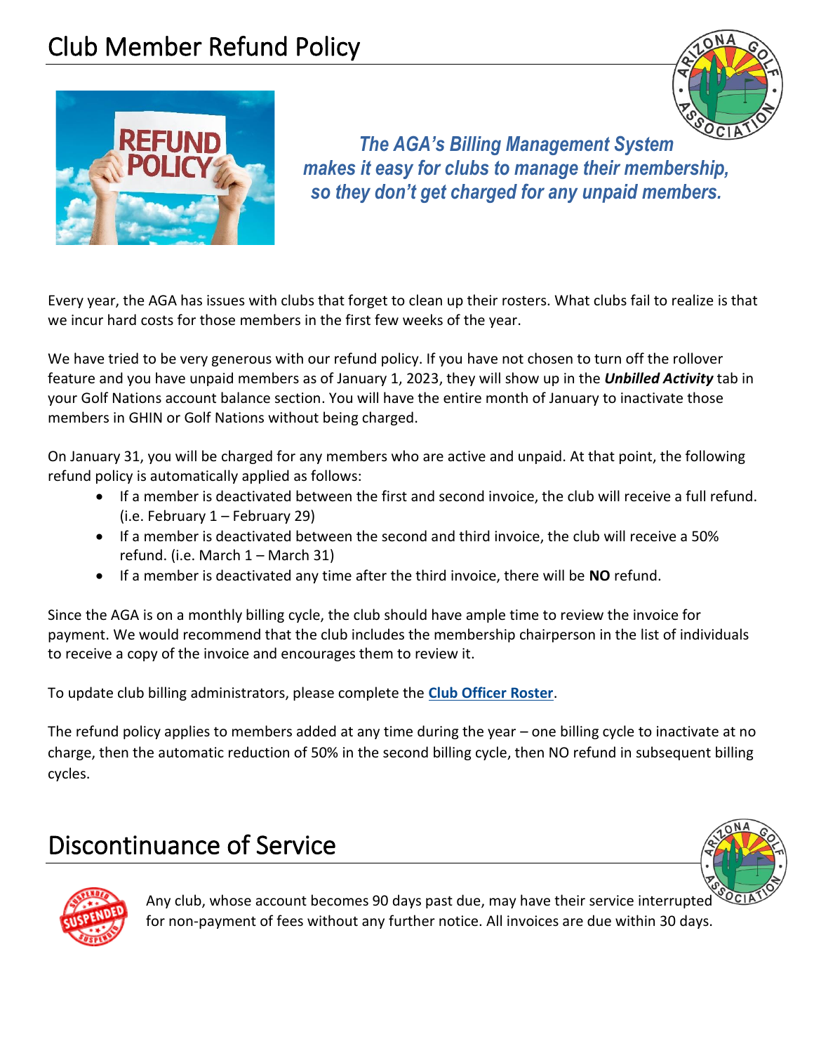# Club Member Refund Policy

***The AGA's Billing Management System makes it easy for clubs to manage their membership, so they don't get charged for any unpaid members.***

Every year, the AGA has issues with clubs that forget to clean up their rosters. What clubs fail to realize is that we incur hard costs for those members in the first few weeks of the year.

We have tried to be very generous with our refund policy. If you have not chosen to turn off the rollover feature and you have unpaid members as of January 1, 2023, they will show up in the ***Unbilled Activity*** tab in your Golf Nations account balance section. You will have the entire month of January to inactivate those members in GHIN or Golf Nations without being charged.

On January 31, you will be charged for any members who are active and unpaid. At that point, the following refund policy is automatically applied as follows:

- If a member is deactivated between the first and second invoice, the club will receive a full refund. (i.e. February 1 – February 29)
- If a member is deactivated between the second and third invoice, the club will receive a 50% refund. (i.e. March 1 – March 31)
- If a member is deactivated any time after the third invoice, there will be **NO** refund.

Since the AGA is on a monthly billing cycle, the club should have ample time to review the invoice for payment. We would recommend that the club includes the membership chairperson in the list of individuals to receive a copy of the invoice and encourages them to review it.

To update club billing administrators, please complete the **Club Officer Roster**.

The refund policy applies to members added at any time during the year – one billing cycle to inactivate at no charge, then the automatic reduction of 50% in the second billing cycle, then NO refund in subsequent billing cycles.

# Discontinuance of Service

Any club, whose account becomes 90 days past due, may have their service interrupted for non-payment of fees without any further notice. All invoices are due within 30 days.